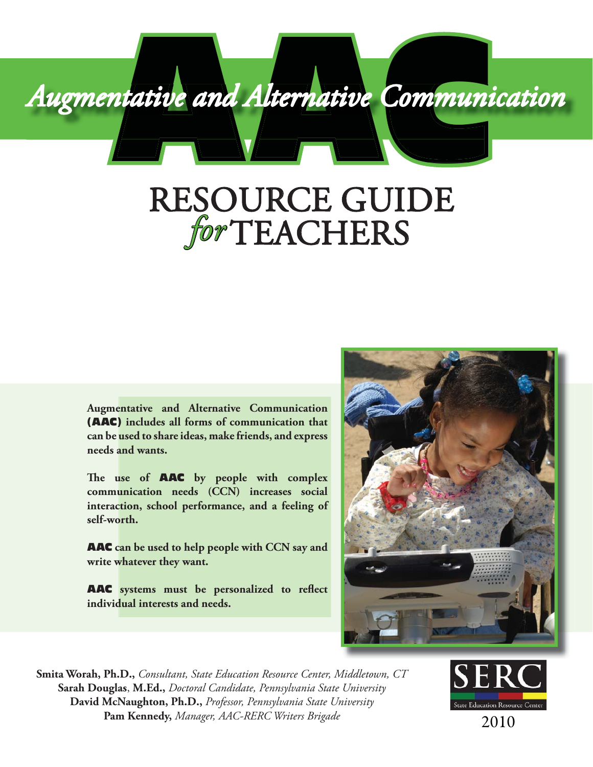# AAC

## *Augmentative and Alternative Communication*

# RESOURCE GUIDE *for* TEACHERS

**Augmentative and Alternative Communication (AAC) includes all forms of communication that can be used to share ideas, make friends, and express needs and wants.**

**The use of AAC by people with complex communication needs (CCN) increases social interaction, school performance, and a feeling of self-worth.**

**AAC can be used to help people with CCN say and write whatever they want.**

**AAC systems must be personalized to reflect individual interests and needs.**

**Smita Worah, Ph.D.,** *Consultant, State Education Resource Center, Middletown, CT*
**Sarah Douglas, M.Ed.,** *Doctoral Candidate, Pennsylvania State University*
**David McNaughton, Ph.D.,** *Professor, Pennsylvania State University*
**Pam Kennedy,** *Manager, AAC-RERC Writers Brigade*

SERC
State Education Resource Center

2010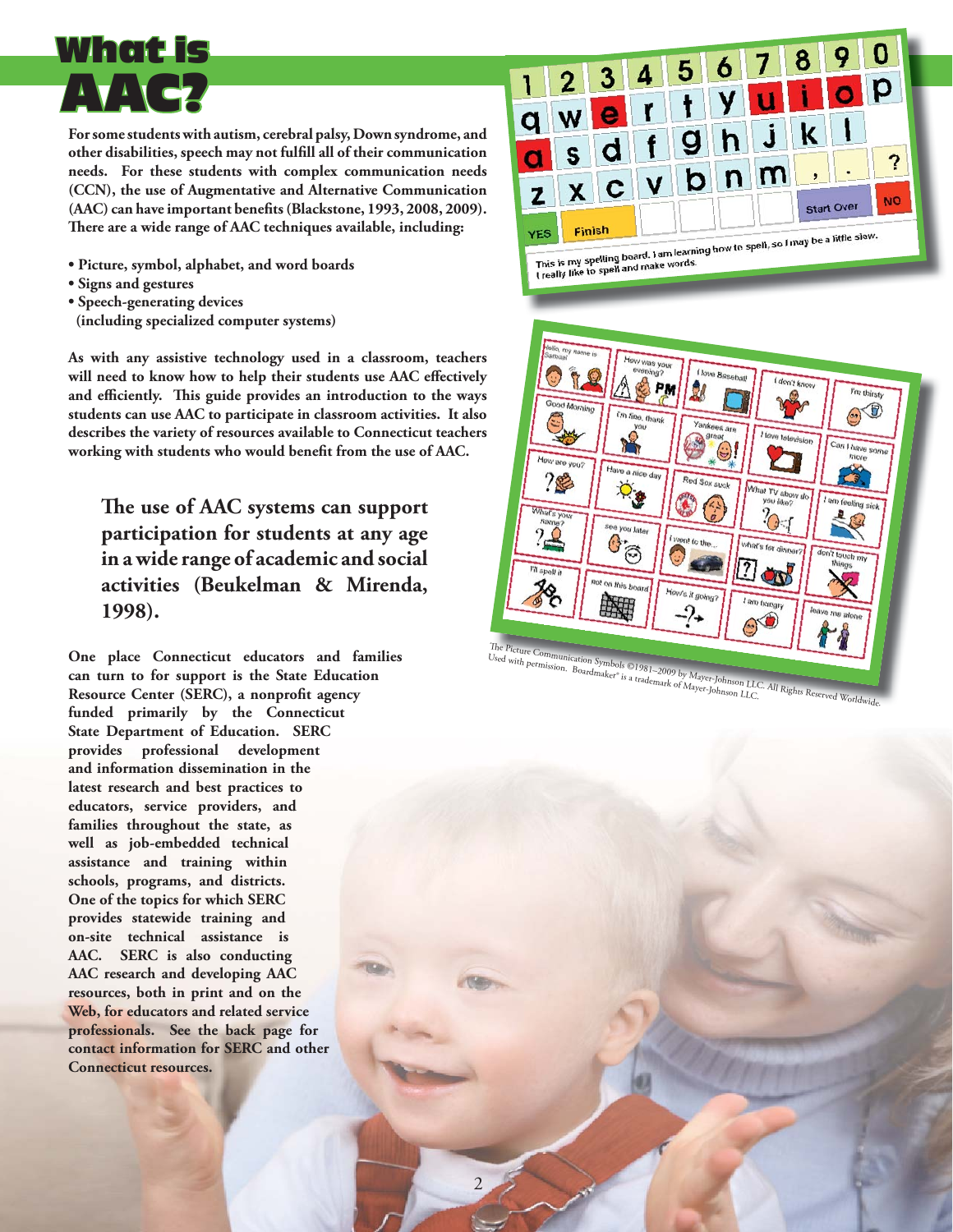# What is AAC?

**For some students with autism, cerebral palsy, Down syndrome, and other disabilities, speech may not fulfill all of their communication needs. For these students with complex communication needs (CCN), the use of Augmentative and Alternative Communication (AAC) can have important benefits (Blackstone, 1993, 2008, 2009). There are a wide range of AAC techniques available, including:**

- **Picture, symbol, alphabet, and word boards**
- **Signs and gestures**
- **Speech-generating devices (including specialized computer systems)**

**As with any assistive technology used in a classroom, teachers will need to know how to help their students use AAC effectively and efficiently. This guide provides an introduction to the ways students can use AAC to participate in classroom activities. It also describes the variety of resources available to Connecticut teachers working with students who would benefit from the use of AAC.**

> **The use of AAC systems can support participation for students at any age in a wide range of academic and social activities (Beukelman & Mirenda, 1998).**

**One place Connecticut educators and families can turn to for support is the State Education Resource Center (SERC), a nonprofit agency funded primarily by the Connecticut State Department of Education. SERC provides professional development and information dissemination in the latest research and best practices to educators, service providers, and families throughout the state, as well as job-embedded technical assistance and training within schools, programs, and districts. One of the topics for which SERC provides statewide training and on-site technical assistance is AAC. SERC is also conducting AAC research and developing AAC resources, both in print and on the Web, for educators and related service professionals. See the back page for contact information for SERC and other Connecticut resources.**

The Picture Communication Symbols ©1981–2009 by Mayer-Johnson LLC. All Rights Reserved Worldwide. Used with permission. Boardmaker® is a trademark of Mayer-Johnson LLC.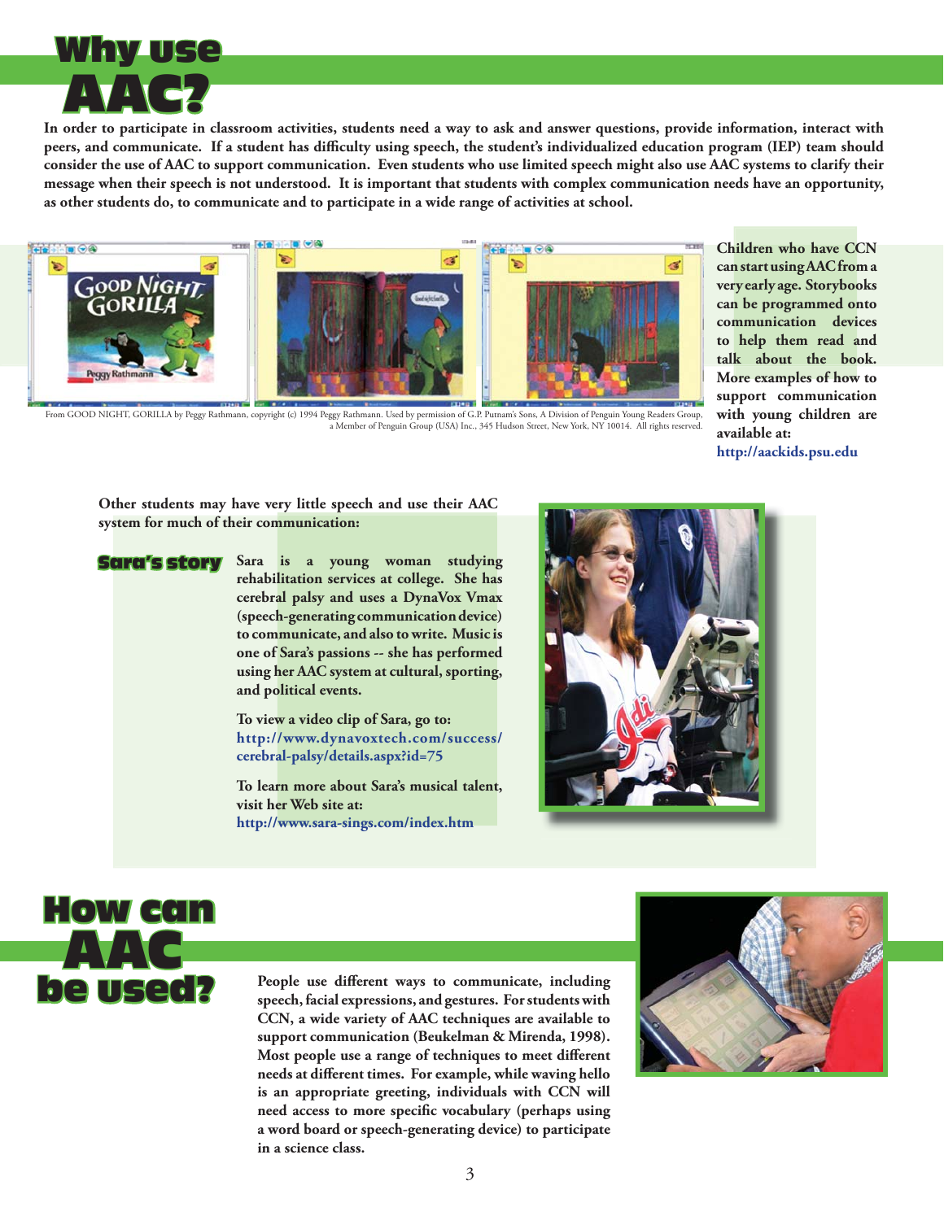# Why use AAC?

In order to participate in classroom activities, students need a way to ask and answer questions, provide information, interact with peers, and communicate. If a student has difficulty using speech, the student's individualized education program (IEP) team should consider the use of AAC to support communication. Even students who use limited speech might also use AAC systems to clarify their message when their speech is not understood. It is important that students with complex communication needs have an opportunity, as other students do, to communicate and to participate in a wide range of activities at school.

From GOOD NIGHT, GORILLA by Peggy Rathmann, copyright (c) 1994 Peggy Rathmann. Used by permission of G.P. Putnam's Sons, A Division of Penguin Young Readers Group, a Member of Penguin Group (USA) Inc., 345 Hudson Street, New York, NY 10014. All rights reserved.

Children who have CCN can start using AAC from a very early age. Storybooks can be programmed onto communication devices to help them read and talk about the book. More examples of how to support communication with young children are available at: http://aackids.psu.edu

Other students may have very little speech and use their AAC system for much of their communication:

## Sara's story

Sara is a young woman studying rehabilitation services at college. She has cerebral palsy and uses a DynaVox Vmax (speech-generating communication device) to communicate, and also to write. Music is one of Sara's passions -- she has performed using her AAC system at cultural, sporting, and political events.

To view a video clip of Sara, go to: http://www.dynavoxtech.com/success/cerebral-palsy/details.aspx?id=75

To learn more about Sara's musical talent, visit her Web site at: http://www.sara-sings.com/index.htm

# How can AAC be used?

People use different ways to communicate, including speech, facial expressions, and gestures. For students with CCN, a wide variety of AAC techniques are available to support communication (Beukelman & Mirenda, 1998). Most people use a range of techniques to meet different needs at different times. For example, while waving hello is an appropriate greeting, individuals with CCN will need access to more specific vocabulary (perhaps using a word board or speech-generating device) to participate in a science class.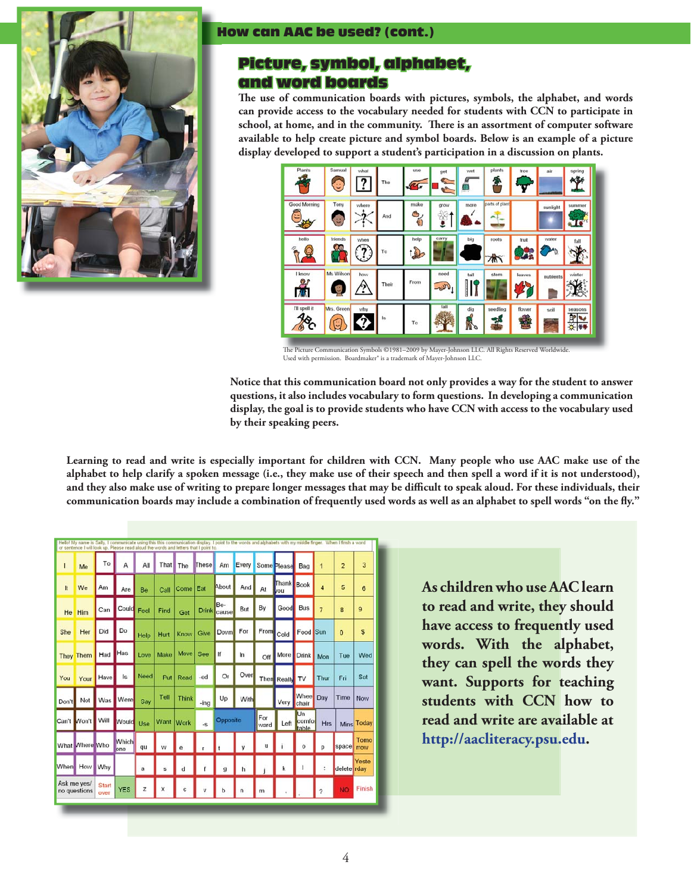## How can AAC be used? (cont.)

### Picture, symbol, alphabet, and word boards

The use of communication boards with pictures, symbols, the alphabet, and words can provide access to the vocabulary needed for students with CCN to participate in school, at home, and in the community. There is an assortment of computer software available to help create picture and symbol boards. Below is an example of a picture display developed to support a student's participation in a discussion on plants.

| Plants | Samuel | what | The | use | get | wet | plants | tree | air | spring |
|---|---|---|---|---|---|---|---|---|---|---|
| Good Morning | Tony | where | And | make | grow | more | parts of plant | | sunlight | summer |
| hello | friends | when | To | help | carry | big | roots | fruit | water | fall |
| I know | Ms Wilson | how | Their | From | need | tall | stem | leaves | nutrients | winter |
| I'll spell it | Mrs. Green | why | Is | To | tall | dig | seedling | flower | soil | seasons |

The Picture Communication Symbols ©1981–2009 by Mayer-Johnson LLC. All Rights Reserved Worldwide. Used with permission. Boardmaker® is a trademark of Mayer-Johnson LLC.

Notice that this communication board not only provides a way for the student to answer questions, it also includes vocabulary to form questions. In developing a communication display, the goal is to provide students who have CCN with access to the vocabulary used by their speaking peers.

Learning to read and write is especially important for children with CCN. Many people who use AAC make use of the alphabet to help clarify a spoken message (i.e., they make use of their speech and then spell a word if it is not understood), and they also make use of writing to prepare longer messages that may be difficult to speak aloud. For these individuals, their communication boards may include a combination of frequently used words as well as an alphabet to spell words "on the fly."

Hello! My name is Sally. I communicate using this this communication display. I point to the words and alphabets with my middle finger. When I finish a word or sentence I will look up. Please read aloud the words and letters that I point to.

| I | Me | To | A | All | That | The | These | Am | Every | Some | Please | Bag | 1 | 2 | 3 |
|---|---|---|---|---|---|---|---|---|---|---|---|---|---|---|---|
| It | We | Am | Are | Be | Call | Come | Eat | About | And | At | Thank you | Book | 4 | 5 | 6 |
| He | Him | Can | Could | Feel | Find | Get | Drink | Be-cause | But | By | Good | Bus | 7 | 8 | 9 |
| She | Her | Did | Do | Help | Hurt | Know | Give | Down | For | From | Cold | Food | Sun | 0 | $ |
| They | Them | Had | Has | Love | Make | Move | See | If | In | Off | More | Drink | Mon | Tue | Wed |
| You | Your | Have | Is | Need | Put | Read | -ed | Or | Over | Then | Really | TV | Thur | Fri | Sat |
| Don't | Not | Was | Were | Say | Tell | Think | -ing | Up | With | | Very | Wheel chair | Day | Time | Now |
| Can't | Won't | Will | Would | Use | Want | Work | -s | Opposite | | For ward | Left | Un comfortable | Hrs | Mins | Today |
| What | Where | Who | Which one | qu | w | e | r | t | y | u | i | o | p | space | Tomorrow |
| When | How | Why | | a | s | d | f | g | h | j | k | l | : | delete | Yesterday |
| Ask me yes/no questions | | Start over | YES | z | x | c | v | b | n | m | , | . | ? | NO | Finish |

As children who use AAC learn to read and write, they should have access to frequently used words. With the alphabet, they can spell the words they want. Supports for teaching students with CCN how to read and write are available at http://aacliteracy.psu.edu.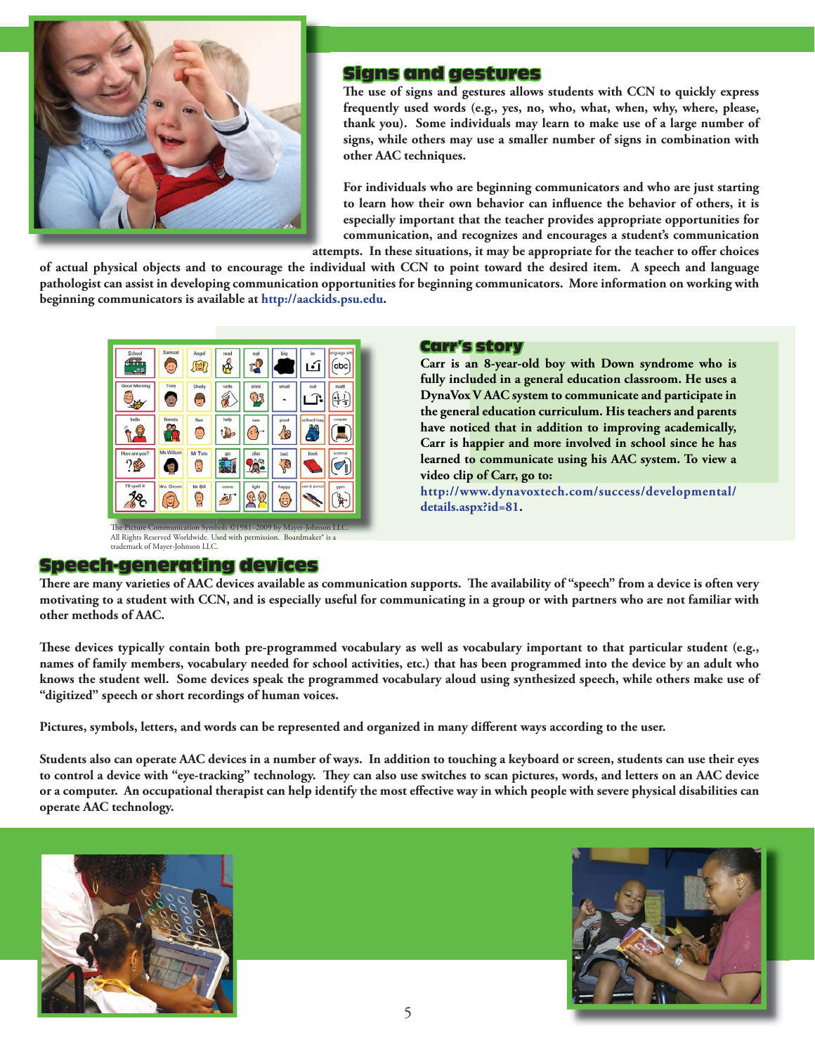## Signs and gestures

The use of signs and gestures allows students with CCN to quickly express frequently used words (e.g., yes, no, who, what, when, why, where, please, thank you). Some individuals may learn to make use of a large number of signs, while others may use a smaller number of signs in combination with other AAC techniques.

For individuals who are beginning communicators and who are just starting to learn how their own behavior can influence the behavior of others, it is especially important that the teacher provides appropriate opportunities for communication, and recognizes and encourages a student's communication attempts. In these situations, it may be appropriate for the teacher to offer choices of actual physical objects and to encourage the individual with CCN to point toward the desired item. A speech and language pathologist can assist in developing communication opportunities for beginning communicators. More information on working with beginning communicators is available at http://aackids.psu.edu.

The Picture Communication Symbols ©1981–2009 by Mayer-Johnson LLC. All Rights Reserved Worldwide. Used with permission. Boardmaker® is a trademark of Mayer-Johnson LLC.

### Carr's story

Carr is an 8-year-old boy with Down syndrome who is fully included in a general education classroom. He uses a DynaVox V AAC system to communicate and participate in the general education curriculum. His teachers and parents have noticed that in addition to improving academically, Carr is happier and more involved in school since he has learned to communicate using his AAC system. To view a video clip of Carr, go to: http://www.dynavoxtech.com/success/developmental/details.aspx?id=81.

## Speech-generating devices

There are many varieties of AAC devices available as communication supports. The availability of "speech" from a device is often very motivating to a student with CCN, and is especially useful for communicating in a group or with partners who are not familiar with other methods of AAC.

These devices typically contain both pre-programmed vocabulary as well as vocabulary important to that particular student (e.g., names of family members, vocabulary needed for school activities, etc.) that has been programmed into the device by an adult who knows the student well. Some devices speak the programmed vocabulary aloud using synthesized speech, while others make use of "digitized" speech or short recordings of human voices.

Pictures, symbols, letters, and words can be represented and organized in many different ways according to the user.

Students also can operate AAC devices in a number of ways. In addition to touching a keyboard or screen, students can use their eyes to control a device with "eye-tracking" technology. They can also use switches to scan pictures, words, and letters on an AAC device or a computer. An occupational therapist can help identify the most effective way in which people with severe physical disabilities can operate AAC technology.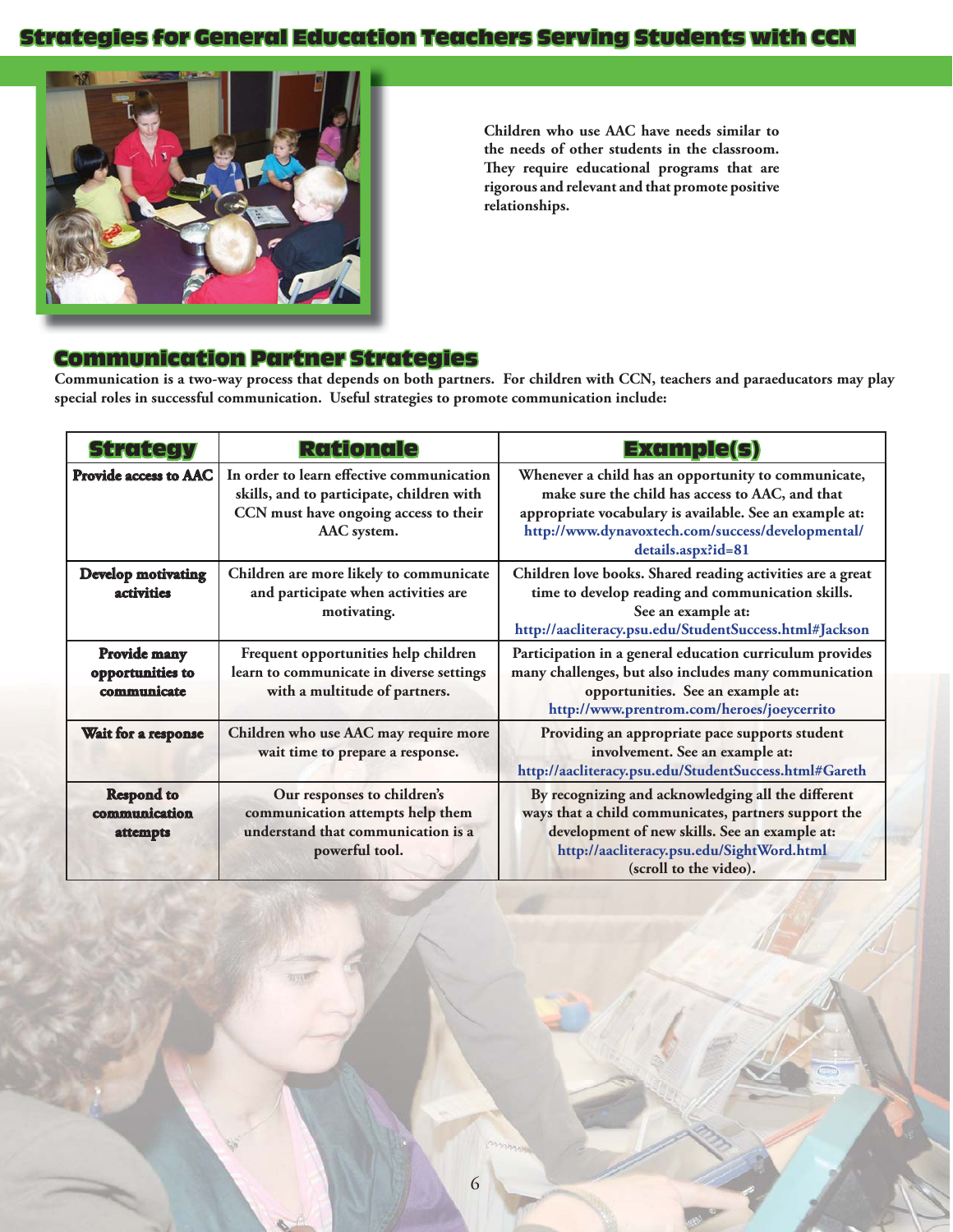# Strategies for General Education Teachers Serving Students with CCN

**Children who use AAC have needs similar to the needs of other students in the classroom. They require educational programs that are rigorous and relevant and that promote positive relationships.**

## Communication Partner Strategies

**Communication is a two-way process that depends on both partners. For children with CCN, teachers and paraeducators may play special roles in successful communication. Useful strategies to promote communication include:**

| Strategy | Rationale | Example(s) |
|---|---|---|
| **Provide access to AAC** | In order to learn effective communication skills, and to participate, children with CCN must have ongoing access to their AAC system. | Whenever a child has an opportunity to communicate, make sure the child has access to AAC, and that appropriate vocabulary is available. See an example at: http://www.dynavoxtech.com/success/developmental/details.aspx?id=81 |
| **Develop motivating activities** | Children are more likely to communicate and participate when activities are motivating. | Children love books. Shared reading activities are a great time to develop reading and communication skills. See an example at: http://aacliteracy.psu.edu/StudentSuccess.html#Jackson |
| **Provide many opportunities to communicate** | Frequent opportunities help children learn to communicate in diverse settings with a multitude of partners. | Participation in a general education curriculum provides many challenges, but also includes many communication opportunities. See an example at: http://www.prentrom.com/heroes/joeycerrito |
| **Wait for a response** | Children who use AAC may require more wait time to prepare a response. | Providing an appropriate pace supports student involvement. See an example at: http://aacliteracy.psu.edu/StudentSuccess.html#Gareth |
| **Respond to communication attempts** | Our responses to children's communication attempts help them understand that communication is a powerful tool. | By recognizing and acknowledging all the different ways that a child communicates, partners support the development of new skills. See an example at: http://aacliteracy.psu.edu/SightWord.html (scroll to the video). |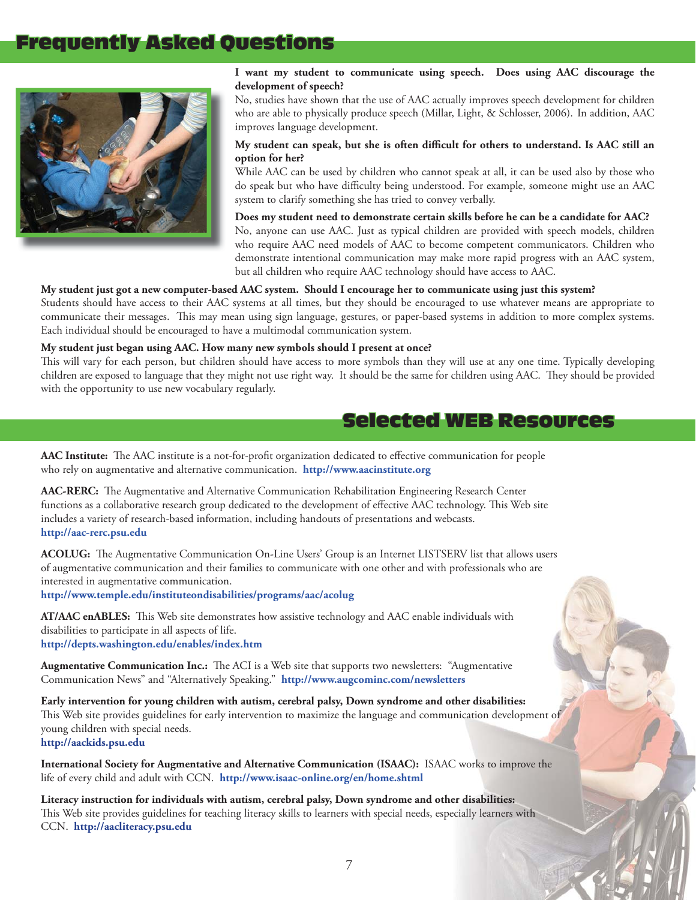## Frequently Asked Questions

**I want my student to communicate using speech. Does using AAC discourage the development of speech?**
No, studies have shown that the use of AAC actually improves speech development for children who are able to physically produce speech (Millar, Light, & Schlosser, 2006). In addition, AAC improves language development.

**My student can speak, but she is often difficult for others to understand. Is AAC still an option for her?**
While AAC can be used by children who cannot speak at all, it can be used also by those who do speak but who have difficulty being understood. For example, someone might use an AAC system to clarify something she has tried to convey verbally.

**Does my student need to demonstrate certain skills before he can be a candidate for AAC?**
No, anyone can use AAC. Just as typical children are provided with speech models, children who require AAC need models of AAC to become competent communicators. Children who demonstrate intentional communication may make more rapid progress with an AAC system, but all children who require AAC technology should have access to AAC.

**My student just got a new computer-based AAC system. Should I encourage her to communicate using just this system?**
Students should have access to their AAC systems at all times, but they should be encouraged to use whatever means are appropriate to communicate their messages. This may mean using sign language, gestures, or paper-based systems in addition to more complex systems. Each individual should be encouraged to have a multimodal communication system.

**My student just began using AAC. How many new symbols should I present at once?**
This will vary for each person, but children should have access to more symbols than they will use at any one time. Typically developing children are exposed to language that they might not use right way. It should be the same for children using AAC. They should be provided with the opportunity to use new vocabulary regularly.

## Selected WEB Resources

**AAC Institute:** The AAC institute is a not-for-profit organization dedicated to effective communication for people who rely on augmentative and alternative communication. **http://www.aacinstitute.org**

**AAC-RERC:** The Augmentative and Alternative Communication Rehabilitation Engineering Research Center functions as a collaborative research group dedicated to the development of effective AAC technology. This Web site includes a variety of research-based information, including handouts of presentations and webcasts. **http://aac-rerc.psu.edu**

**ACOLUG:** The Augmentative Communication On-Line Users' Group is an Internet LISTSERV list that allows users of augmentative communication and their families to communicate with one other and with professionals who are interested in augmentative communication.
**http://www.temple.edu/instituteondisabilities/programs/aac/acolug**

**AT/AAC enABLES:** This Web site demonstrates how assistive technology and AAC enable individuals with disabilities to participate in all aspects of life.
**http://depts.washington.edu/enables/index.htm**

**Augmentative Communication Inc.:** The ACI is a Web site that supports two newsletters: "Augmentative Communication News" and "Alternatively Speaking." **http://www.augcominc.com/newsletters**

**Early intervention for young children with autism, cerebral palsy, Down syndrome and other disabilities:** This Web site provides guidelines for early intervention to maximize the language and communication development of young children with special needs.
**http://aackids.psu.edu**

**International Society for Augmentative and Alternative Communication (ISAAC):** ISAAC works to improve the life of every child and adult with CCN. **http://www.isaac-online.org/en/home.shtml**

**Literacy instruction for individuals with autism, cerebral palsy, Down syndrome and other disabilities:** This Web site provides guidelines for teaching literacy skills to learners with special needs, especially learners with CCN. **http://aacliteracy.psu.edu**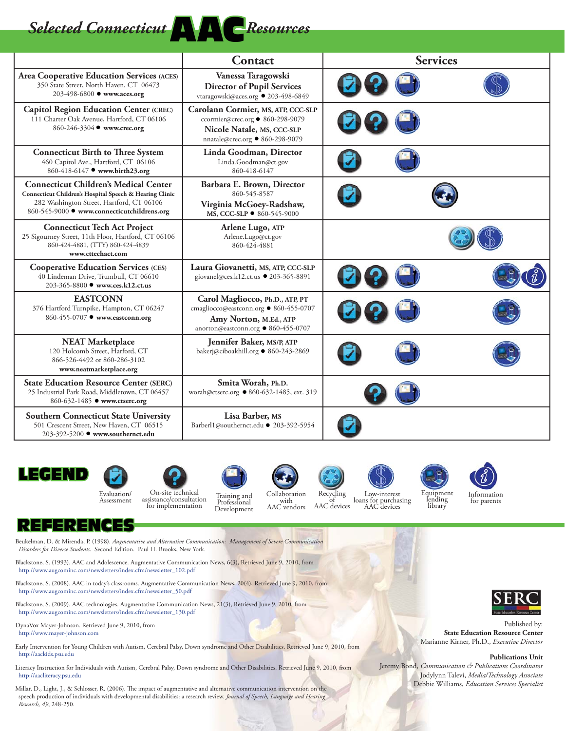# Selected Connecticut AAC Resources

| | Contact | Services |
|---|---|---|
| **Area Cooperative Education Services** (ACES)<br>350 State Street, North Haven, CT 06473<br>203-498-6800 ● **www.aces.org** | **Vanessa Taragowski**<br>**Director of Pupil Services**<br>vtaragowski@aces.org ● 203-498-6849 | Evaluation/Assessment; On-site technical assistance/consultation for implementation; Training and Professional Development; Low-interest loans for purchasing AAC devices |
| **Capitol Region Education Center** (CREC)<br>111 Charter Oak Avenue, Hartford, CT 06106<br>860-246-3304 ● **www.crec.org** | **Carolann Cormier, MS, ATP, CCC-SLP**<br>ccormier@crec.org ● 860-298-9079<br>**Nicole Natale, MS, CCC-SLP**<br>nnatale@crec.org ● 860-298-9079 | Evaluation/Assessment; On-site technical assistance/consultation for implementation; Training and Professional Development |
| **Connecticut Birth to Three System**<br>460 Capitol Ave., Hartford, CT 06106<br>860-418-6147 ● **www.birth23.org** | **Linda Goodman, Director**<br>Linda.Goodman@ct.gov<br>860-418-6147 | Evaluation/Assessment; Training and Professional Development |
| **Connecticut Children's Medical Center**<br>**Connecticut Children's Hospital Speech & Hearing Clinic**<br>282 Washington Street, Hartford, CT 06106<br>860-545-9000 ● **www.connecticutchildrens.org** | **Barbara E. Brown, Director**<br>860-545-8587<br>**Virginia McGoey-Radshaw, MS, CCC-SLP** ● 860-545-9000 | Evaluation/Assessment; Collaboration with AAC vendors |
| **Connecticut Tech Act Project**<br>25 Sigourney Street, 11th Floor, Hartford, CT 06106<br>860-424-4881, (TTY) 860-424-4839<br>**www.cttechact.com** | **Arlene Lugo, ATP**<br>Arlene.Lugo@ct.gov<br>860-424-4881 | Recycling of AAC devices; Low-interest loans for purchasing AAC devices |
| **Cooperative Education Services** (CES)<br>40 Lindeman Drive, Trumbull, CT 06610<br>203-365-8800 ● **www.ces.k12.ct.us** | **Laura Giovanetti, MS, ATP, CCC-SLP**<br>giovanel@ces.k12.ct.us ● 203-365-8891 | Evaluation/Assessment; On-site technical assistance/consultation for implementation; Training and Professional Development; Equipment lending library; Information for parents |
| **EASTCONN**<br>376 Hartford Turnpike, Hampton, CT 06247<br>860-455-0707 ● **www.eastconn.org** | **Carol Magliocco, Ph.D., ATP, PT**<br>cmagliocco@eastconn.org ● 860-455-0707<br>**Amy Norton, M.Ed., ATP**<br>anorton@eastconn.org ● 860-455-0707 | Evaluation/Assessment; On-site technical assistance/consultation for implementation; Training and Professional Development; Equipment lending library |
| **NEAT Marketplace**<br>120 Holcomb Street, Harford, CT<br>866-526-4492 or 860-286-3102<br>**www.neatmarketplace.org** | **Jennifer Baker, MS/P, ATP**<br>bakerj@ciboakhill.org ● 860-243-2869 | Evaluation/Assessment; Training and Professional Development; Equipment lending library |
| **State Education Resource Center** (SERC)<br>25 Industrial Park Road, Middletown, CT 06457<br>860-632-1485 ● **www.ctserc.org** | **Smita Worah, Ph.D.**<br>worah@ctserc.org ● 860-632-1485, ext. 319 | On-site technical assistance/consultation for implementation; Training and Professional Development |
| **Southern Connecticut State University**<br>501 Crescent Street, New Haven, CT 06515<br>203-392-5200 ● **www.southernct.edu** | **Lisa Barber, MS**<br>Barberl1@southernct.edu ● 203-392-5954 | Evaluation/Assessment |

## LEGEND

Evaluation/Assessment · On-site technical assistance/consultation for implementation · Training and Professional Development · Collaboration with AAC vendors · Recycling of AAC devices · Low-interest loans for purchasing AAC devices · Equipment lending library · Information for parents

## REFERENCES

Beukelman, D. & Mirenda, P. (1998). *Augmentative and Alternative Communication: Management of Severe Communication Disorders for Diverse Students*. Second Edition. Paul H. Brooks, New York.

Blackstone, S. (1993). AAC and Adolescence. Augmentative Communication News, 6(3), Retrieved June 9, 2010, from http://www.augcominc.com/newsletters/index.cfm/newsletter_102.pdf

Blackstone, S. (2008). AAC in today's classrooms. Augmentative Communication News, 20(4), Retrieved June 9, 2010, from http://www.augcominc.com/newsletters/index.cfm/newsletter_50.pdf

Blackstone, S. (2009). AAC technologies. Augmentative Communication News, 21(3), Retrieved June 9, 2010, from http://www.augcominc.com/newsletters/index.cfm/newsletter_130.pdf

DynaVox Mayer-Johnson. Retrieved June 9, 2010, from http://www.mayer-johnson.com

Early Intervention for Young Children with Autism, Cerebral Palsy, Down syndrome and Other Disabilities. Retrieved June 9, 2010, from http://aackids.psu.edu

Literacy Instruction for Individuals with Autism, Cerebral Palsy, Down syndrome and Other Disabilities. Retrieved June 9, 2010, from http://aacliteracy.psu.edu

Millar, D., Light, J., & Schlosser, R. (2006). The impact of augmentative and alternative communication intervention on the speech production of individuals with developmental disabilities: a research review. *Journal of Speech, Language and Hearing Research, 49*, 248-250.

SERC
State Education Resource Center

Published by:
**State Education Resource Center**
Marianne Kirner, Ph.D., *Executive Director*

**Publications Unit**
Jeremy Bond, *Communication & Publications Coordinator*
Jodylynn Talevi, *Media/Technology Associate*
Debbie Williams, *Education Services Specialist*